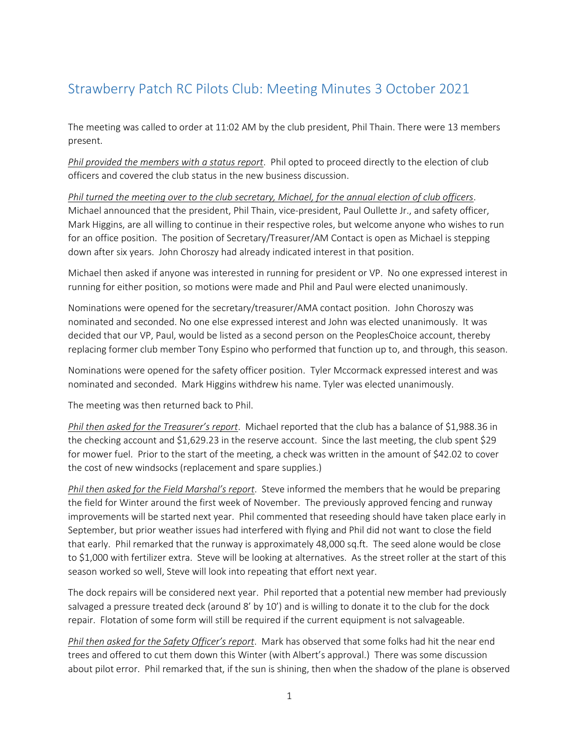# Strawberry Patch RC Pilots Club: Meeting Minutes 3 October 2021

The meeting was called to order at 11:02 AM by the club president, Phil Thain. There were 13 members present.

*Phil provided the members with a status report*. Phil opted to proceed directly to the election of club officers and covered the club status in the new business discussion.

*Phil turned the meeting over to the club secretary, Michael, for the annual election of club officers*. Michael announced that the president, Phil Thain, vice-president, Paul Oullette Jr., and safety officer, Mark Higgins, are all willing to continue in their respective roles, but welcome anyone who wishes to run for an office position. The position of Secretary/Treasurer/AM Contact is open as Michael is stepping down after six years. John Choroszy had already indicated interest in that position.

Michael then asked if anyone was interested in running for president or VP. No one expressed interest in running for either position, so motions were made and Phil and Paul were elected unanimously.

Nominations were opened for the secretary/treasurer/AMA contact position. John Choroszy was nominated and seconded. No one else expressed interest and John was elected unanimously. It was decided that our VP, Paul, would be listed as a second person on the PeoplesChoice account, thereby replacing former club member Tony Espino who performed that function up to, and through, this season.

Nominations were opened for the safety officer position. Tyler Mccormack expressed interest and was nominated and seconded. Mark Higgins withdrew his name. Tyler was elected unanimously.

The meeting was then returned back to Phil.

*Phil then asked for the Treasurer's report*. Michael reported that the club has a balance of $1,988.36 in the checking account and $1,629.23 in the reserve account. Since the last meeting, the club spent $29 for mower fuel. Prior to the start of the meeting, a check was written in the amount of $42.02 to cover the cost of new windsocks (replacement and spare supplies.)

*Phil then asked for the Field Marshal's report*. Steve informed the members that he would be preparing the field for Winter around the first week of November. The previously approved fencing and runway improvements will be started next year. Phil commented that reseeding should have taken place early in September, but prior weather issues had interfered with flying and Phil did not want to close the field that early. Phil remarked that the runway is approximately 48,000 sq.ft. The seed alone would be close to $1,000 with fertilizer extra. Steve will be looking at alternatives. As the street roller at the start of this season worked so well, Steve will look into repeating that effort next year.

The dock repairs will be considered next year. Phil reported that a potential new member had previously salvaged a pressure treated deck (around 8' by 10') and is willing to donate it to the club for the dock repair. Flotation of some form will still be required if the current equipment is not salvageable.

*Phil then asked for the Safety Officer's report*. Mark has observed that some folks had hit the near end trees and offered to cut them down this Winter (with Albert's approval.) There was some discussion about pilot error. Phil remarked that, if the sun is shining, then when the shadow of the plane is observed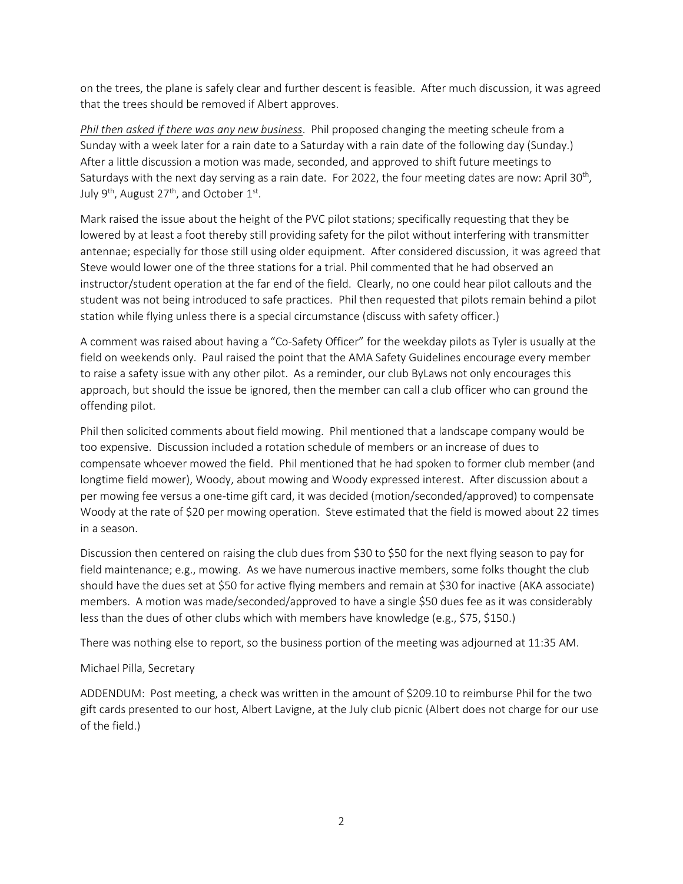on the trees, the plane is safely clear and further descent is feasible. After much discussion, it was agreed that the trees should be removed if Albert approves.

*Phil then asked if there was any new business*. Phil proposed changing the meeting scheule from a Sunday with a week later for a rain date to a Saturday with a rain date of the following day (Sunday.) After a little discussion a motion was made, seconded, and approved to shift future meetings to Saturdays with the next day serving as a rain date. For 2022, the four meeting dates are now: April 30th, July 9th, August 27th, and October 1st.

Mark raised the issue about the height of the PVC pilot stations; specifically requesting that they be lowered by at least a foot thereby still providing safety for the pilot without interfering with transmitter antennae; especially for those still using older equipment. After considered discussion, it was agreed that Steve would lower one of the three stations for a trial. Phil commented that he had observed an instructor/student operation at the far end of the field. Clearly, no one could hear pilot callouts and the student was not being introduced to safe practices. Phil then requested that pilots remain behind a pilot station while flying unless there is a special circumstance (discuss with safety officer.)

A comment was raised about having a "Co-Safety Officer" for the weekday pilots as Tyler is usually at the field on weekends only. Paul raised the point that the AMA Safety Guidelines encourage every member to raise a safety issue with any other pilot. As a reminder, our club ByLaws not only encourages this approach, but should the issue be ignored, then the member can call a club officer who can ground the offending pilot.

Phil then solicited comments about field mowing. Phil mentioned that a landscape company would be too expensive. Discussion included a rotation schedule of members or an increase of dues to compensate whoever mowed the field. Phil mentioned that he had spoken to former club member (and longtime field mower), Woody, about mowing and Woody expressed interest. After discussion about a per mowing fee versus a one-time gift card, it was decided (motion/seconded/approved) to compensate Woody at the rate of $20 per mowing operation. Steve estimated that the field is mowed about 22 times in a season.

Discussion then centered on raising the club dues from $30 to $50 for the next flying season to pay for field maintenance; e.g., mowing. As we have numerous inactive members, some folks thought the club should have the dues set at $50 for active flying members and remain at $30 for inactive (AKA associate) members. A motion was made/seconded/approved to have a single $50 dues fee as it was considerably less than the dues of other clubs which with members have knowledge (e.g., $75, $150.)

There was nothing else to report, so the business portion of the meeting was adjourned at 11:35 AM.

Michael Pilla, Secretary

ADDENDUM: Post meeting, a check was written in the amount of $209.10 to reimburse Phil for the two gift cards presented to our host, Albert Lavigne, at the July club picnic (Albert does not charge for our use of the field.)